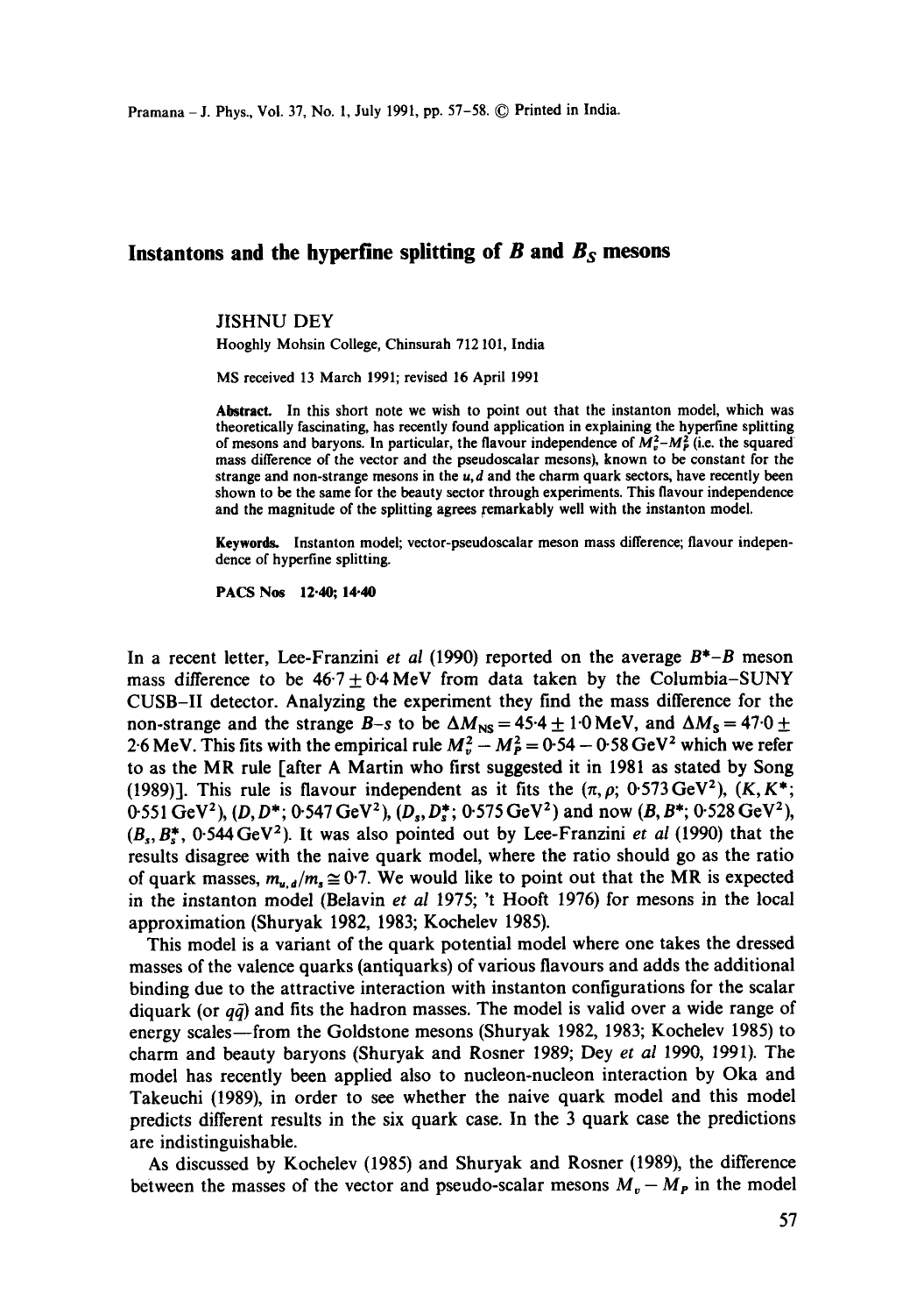# Instantons and the hyperfine splitting of $B$ and $B_S$ mesons

JISHNU DEY

Hooghly Mohsin College, Chinsurah 712 101, India

MS received 13 March 1991; revised 16 April 1991

**Abstract.** In this short note we wish to point out that the instanton model, which was theoretically fascinating, has recently found application in explaining the hyperfine splitting of mesons and baryons. In particular, the flavour independence of $M_v^2 - M_P^2$ (i.e. the squared mass difference of the vector and the pseudoscalar mesons), known to be constant for the strange and non-strange mesons in the $u, d$ and the charm quark sectors, have recently been shown to be the same for the beauty sector through experiments. This flavour independence and the magnitude of the splitting agrees remarkably well with the instanton model.

**Keywords.** Instanton model; vector-pseudoscalar meson mass difference; flavour independence of hyperfine splitting.

**PACS Nos** 12·40; 14·40

In a recent letter, Lee-Franzini *et al* (1990) reported on the average $B^*-B$ meson mass difference to be $46{\cdot}7 \pm 0{\cdot}4$ MeV from data taken by the Columbia–SUNY CUSB–II detector. Analyzing the experiment they find the mass difference for the non-strange and the strange $B$–$s$ to be $\Delta M_{NS} = 45{\cdot}4 \pm 1{\cdot}0$ MeV, and $\Delta M_S = 47{\cdot}0 \pm 2{\cdot}6$ MeV. This fits with the empirical rule $M_v^2 - M_P^2 = 0{\cdot}54 - 0{\cdot}58\,\text{GeV}^2$ which we refer to as the MR rule [after A Martin who first suggested it in 1981 as stated by Song (1989)]. This rule is flavour independent as it fits the ($\pi, \rho$; $0{\cdot}573\,\text{GeV}^2$), ($K, K^*$; $0{\cdot}551\,\text{GeV}^2$), ($D, D^*$; $0{\cdot}547\,\text{GeV}^2$), ($D_s, D_s^*$; $0{\cdot}575\,\text{GeV}^2$) and now ($B, B^*$; $0{\cdot}528\,\text{GeV}^2$), ($B_s, B_s^*$, $0{\cdot}544\,\text{GeV}^2$). It was also pointed out by Lee-Franzini *et al* (1990) that the results disagree with the naive quark model, where the ratio should go as the ratio of quark masses, $m_{u,d}/m_s \cong 0{\cdot}7$. We would like to point out that the MR is expected in the instanton model (Belavin *et al* 1975; 't Hooft 1976) for mesons in the local approximation (Shuryak 1982, 1983; Kochelev 1985).

This model is a variant of the quark potential model where one takes the dressed masses of the valence quarks (antiquarks) of various flavours and adds the additional binding due to the attractive interaction with instanton configurations for the scalar diquark (or $q\bar{q}$) and fits the hadron masses. The model is valid over a wide range of energy scales—from the Goldstone mesons (Shuryak 1982, 1983; Kochelev 1985) to charm and beauty baryons (Shuryak and Rosner 1989; Dey *et al* 1990, 1991). The model has recently been applied also to nucleon-nucleon interaction by Oka and Takeuchi (1989), in order to see whether the naive quark model and this model predicts different results in the six quark case. In the 3 quark case the predictions are indistinguishable.

As discussed by Kochelev (1985) and Shuryak and Rosner (1989), the difference between the masses of the vector and pseudo-scalar mesons $M_v - M_P$ in the model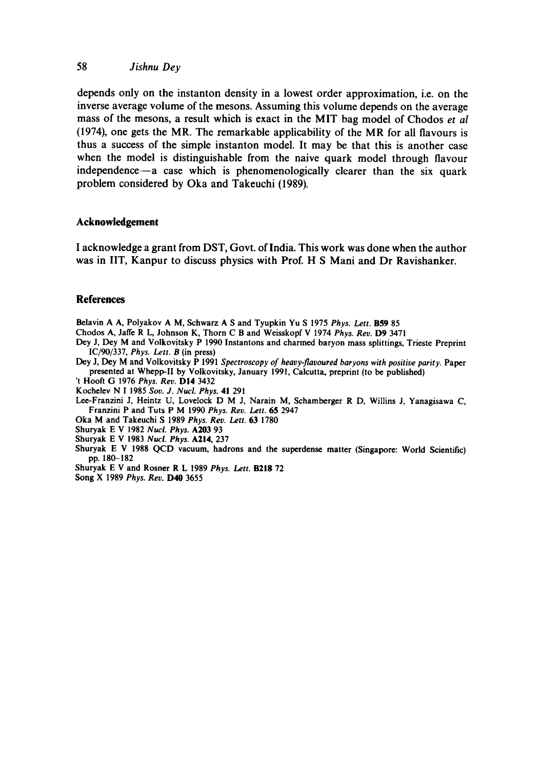depends only on the instanton density in a lowest order approximation, i.e. on the inverse average volume of the mesons. Assuming this volume depends on the average mass of the mesons, a result which is exact in the MIT bag model of Chodos *et al* (1974), one gets the MR. The remarkable applicability of the MR for all flavours is thus a success of the simple instanton model. It may be that this is another case when the model is distinguishable from the naive quark model through flavour independence—a case which is phenomenologically clearer than the six quark problem considered by Oka and Takeuchi (1989).

## Acknowledgement

I acknowledge a grant from DST, Govt. of India. This work was done when the author was in IIT, Kanpur to discuss physics with Prof. H S Mani and Dr Ravishanker.

## References

Belavin A A, Polyakov A M, Schwarz A S and Tyupkin Yu S 1975 *Phys. Lett.* **B59** 85

Chodos A, Jaffe R L, Johnson K, Thorn C B and Weisskopf V 1974 *Phys. Rev.* **D9** 3471

Dey J, Dey M and Volkovitsky P 1990 Instantons and charmed baryon mass splittings, Trieste Preprint IC/90/337, *Phys. Lett. B* (in press)

Dey J, Dey M and Volkovitsky P 1991 *Spectroscopy of heavy-flavoured baryons with positive parity*. Paper presented at Whepp-II by Volkovitsky, January 1991, Calcutta, preprint (to be published)

't Hooft G 1976 *Phys. Rev.* **D14** 3432

Kochelev N I 1985 *Sov. J. Nucl. Phys.* **41** 291

Lee-Franzini J, Heintz U, Lovelock D M J, Narain M, Schamberger R D, Willins J, Yanagisawa C, Franzini P and Tuts P M 1990 *Phys. Rev. Lett.* **65** 2947

Oka M and Takeuchi S 1989 *Phys. Rev. Lett.* **63** 1780

Shuryak E V 1982 *Nucl. Phys.* **A203** 93

Shuryak E V 1983 *Nucl. Phys.* **A214**, 237

Shuryak E V 1988 QCD vacuum, hadrons and the superdense matter (Singapore: World Scientific) pp. 180–182

Shuryak E V and Rosner R L 1989 *Phys. Lett.* **B218** 72

Song X 1989 *Phys. Rev.* **D40** 3655